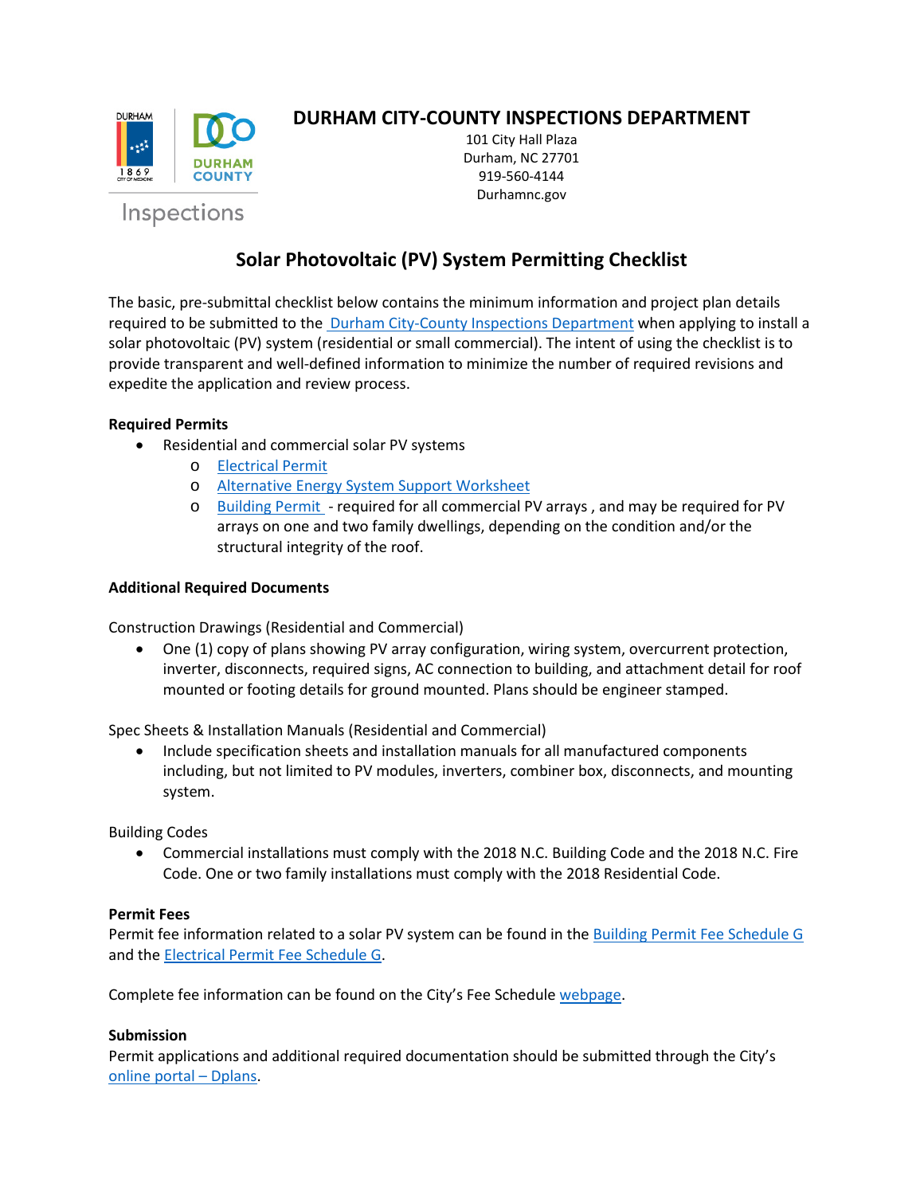# DURHAM CITY-COUNTY INSPECTIONS DEPARTMENT

101 City Hall Plaza
Durham, NC 27701
919-560-4144
Durhamnc.gov

Inspections

## Solar Photovoltaic (PV) System Permitting Checklist

The basic, pre-submittal checklist below contains the minimum information and project plan details required to be submitted to the Durham City-County Inspections Department when applying to install a solar photovoltaic (PV) system (residential or small commercial). The intent of using the checklist is to provide transparent and well-defined information to minimize the number of required revisions and expedite the application and review process.

**Required Permits**

- Residential and commercial solar PV systems
  - Electrical Permit
  - Alternative Energy System Support Worksheet
  - Building Permit - required for all commercial PV arrays , and may be required for PV arrays on one and two family dwellings, depending on the condition and/or the structural integrity of the roof.

**Additional Required Documents**

Construction Drawings (Residential and Commercial)

- One (1) copy of plans showing PV array configuration, wiring system, overcurrent protection, inverter, disconnects, required signs, AC connection to building, and attachment detail for roof mounted or footing details for ground mounted. Plans should be engineer stamped.

Spec Sheets & Installation Manuals (Residential and Commercial)

- Include specification sheets and installation manuals for all manufactured components including, but not limited to PV modules, inverters, combiner box, disconnects, and mounting system.

Building Codes

- Commercial installations must comply with the 2018 N.C. Building Code and the 2018 N.C. Fire Code. One or two family installations must comply with the 2018 Residential Code.

**Permit Fees**

Permit fee information related to a solar PV system can be found in the Building Permit Fee Schedule G and the Electrical Permit Fee Schedule G.

Complete fee information can be found on the City's Fee Schedule webpage.

**Submission**

Permit applications and additional required documentation should be submitted through the City's online portal – Dplans.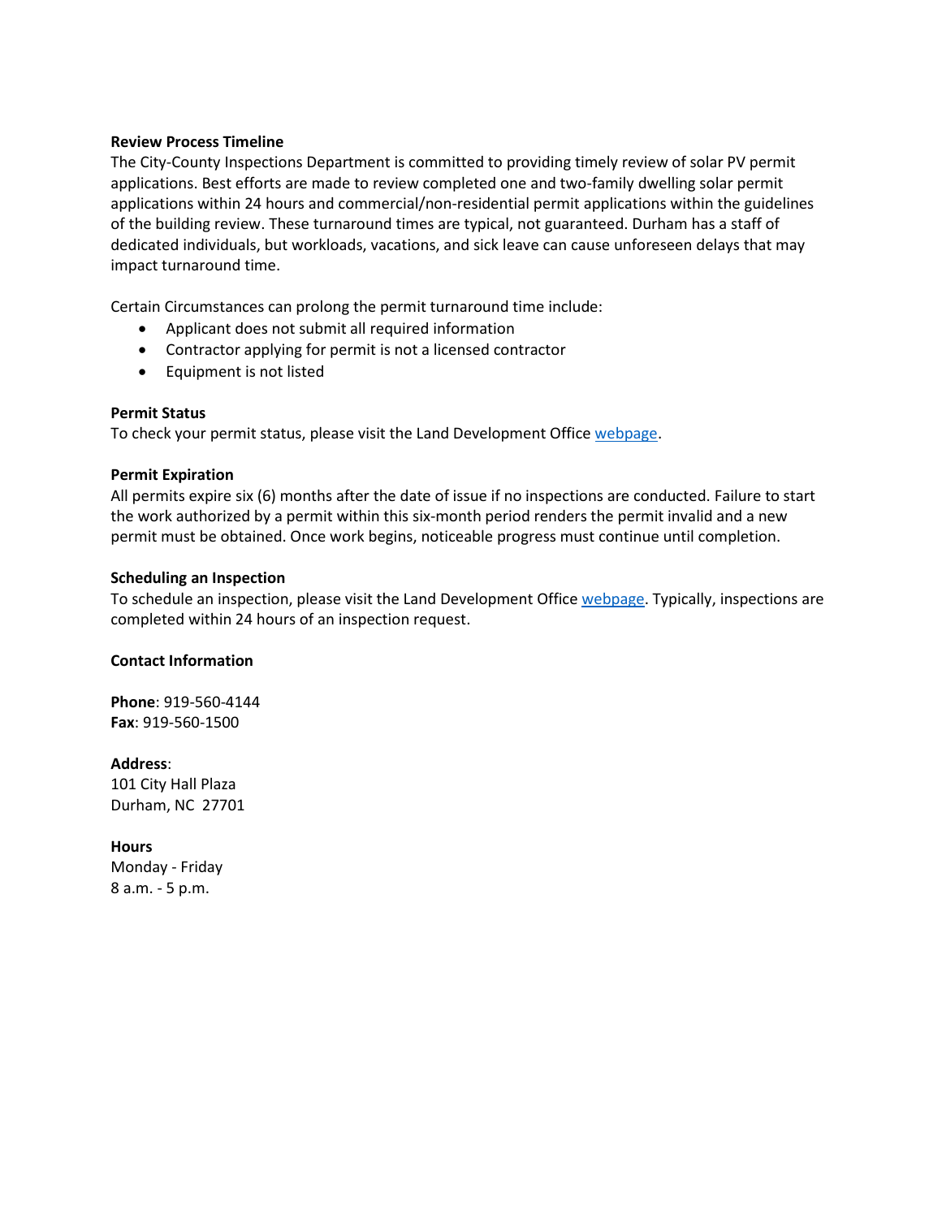**Review Process Timeline**

The City-County Inspections Department is committed to providing timely review of solar PV permit applications. Best efforts are made to review completed one and two-family dwelling solar permit applications within 24 hours and commercial/non-residential permit applications within the guidelines of the building review. These turnaround times are typical, not guaranteed. Durham has a staff of dedicated individuals, but workloads, vacations, and sick leave can cause unforeseen delays that may impact turnaround time.

Certain Circumstances can prolong the permit turnaround time include:

- Applicant does not submit all required information
- Contractor applying for permit is not a licensed contractor
- Equipment is not listed

**Permit Status**

To check your permit status, please visit the Land Development Office webpage.

**Permit Expiration**

All permits expire six (6) months after the date of issue if no inspections are conducted. Failure to start the work authorized by a permit within this six-month period renders the permit invalid and a new permit must be obtained. Once work begins, noticeable progress must continue until completion.

**Scheduling an Inspection**

To schedule an inspection, please visit the Land Development Office webpage. Typically, inspections are completed within 24 hours of an inspection request.

**Contact Information**

**Phone**: 919-560-4144
**Fax**: 919-560-1500

**Address**:
101 City Hall Plaza
Durham, NC 27701

**Hours**
Monday - Friday
8 a.m. - 5 p.m.